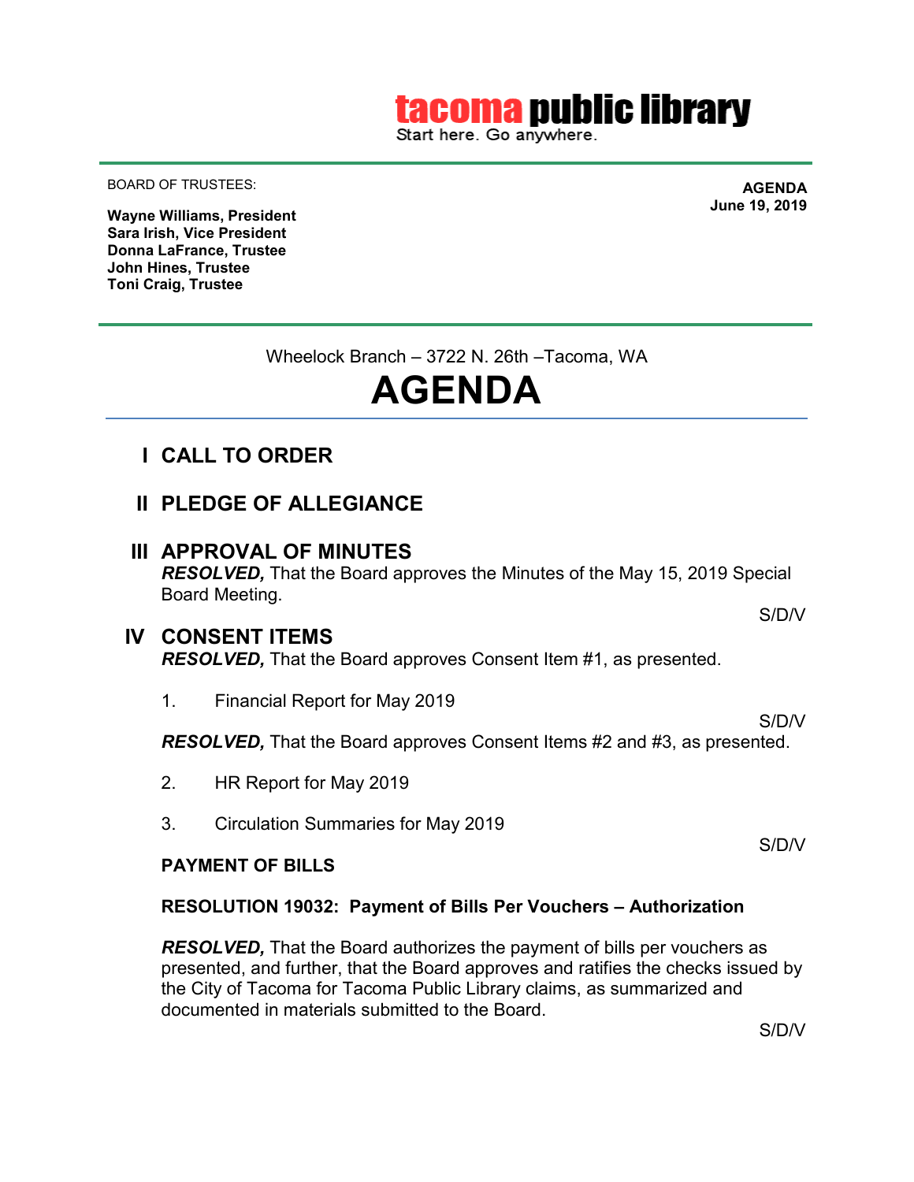**tacoma public library**
Start here. Go anywhere.

BOARD OF TRUSTEES:

**Wayne Williams, President**
**Sara Irish, Vice President**
**Donna LaFrance, Trustee**
**John Hines, Trustee**
**Toni Craig, Trustee**

**AGENDA**
**June 19, 2019**

Wheelock Branch – 3722 N. 26th –Tacoma, WA

# AGENDA

## I CALL TO ORDER

## II PLEDGE OF ALLEGIANCE

## III APPROVAL OF MINUTES

***RESOLVED,*** That the Board approves the Minutes of the May 15, 2019 Special Board Meeting.

S/D/V

## IV CONSENT ITEMS

***RESOLVED,*** That the Board approves Consent Item #1, as presented.

1. Financial Report for May 2019

S/D/V

***RESOLVED,*** That the Board approves Consent Items #2 and #3, as presented.

2. HR Report for May 2019

3. Circulation Summaries for May 2019

S/D/V

**PAYMENT OF BILLS**

**RESOLUTION 19032: Payment of Bills Per Vouchers – Authorization**

***RESOLVED,*** That the Board authorizes the payment of bills per vouchers as presented, and further, that the Board approves and ratifies the checks issued by the City of Tacoma for Tacoma Public Library claims, as summarized and documented in materials submitted to the Board.

S/D/V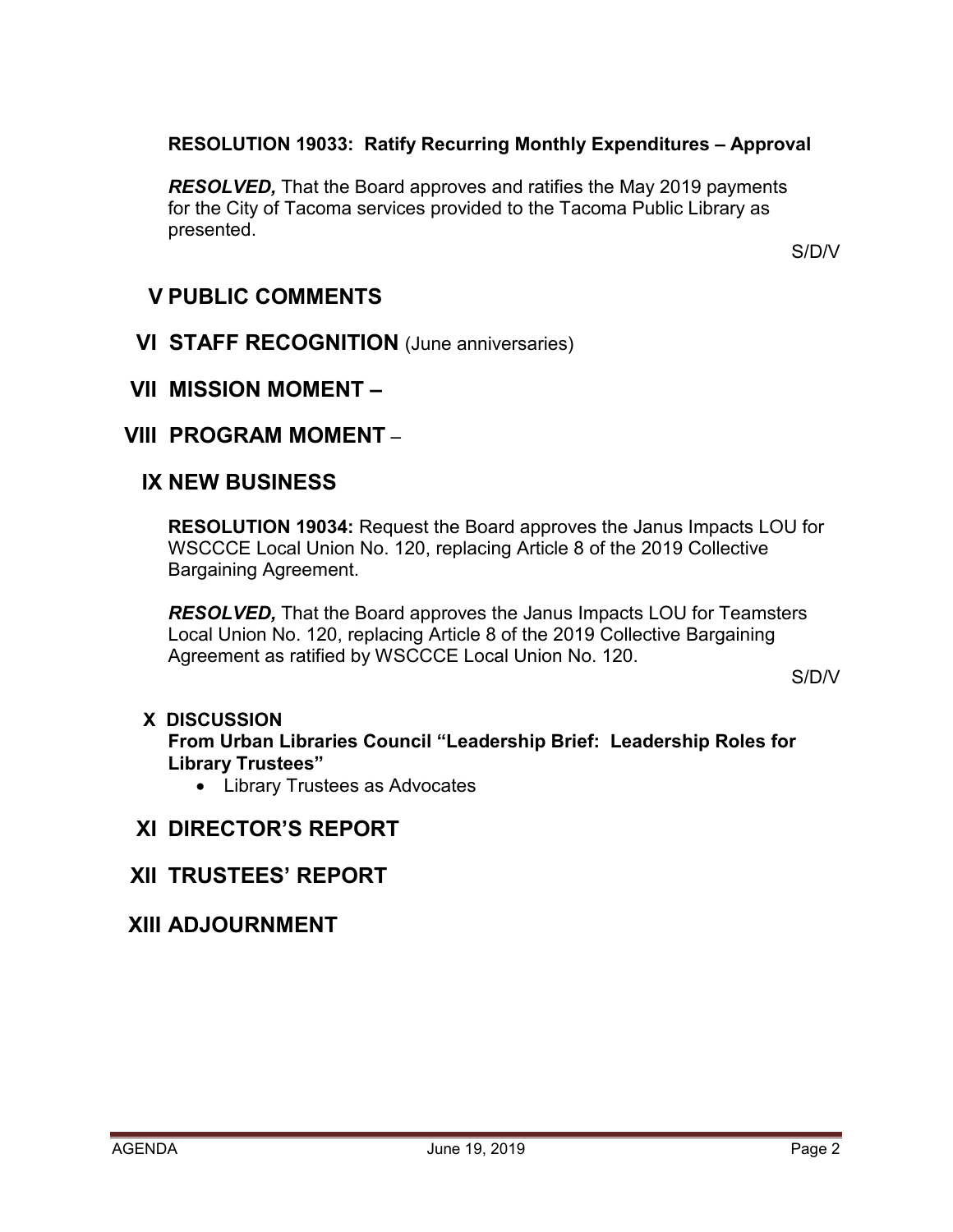**RESOLUTION 19033: Ratify Recurring Monthly Expenditures – Approval**

***RESOLVED,*** That the Board approves and ratifies the May 2019 payments for the City of Tacoma services provided to the Tacoma Public Library as presented.

S/D/V

## V PUBLIC COMMENTS

## VI STAFF RECOGNITION (June anniversaries)

## VII MISSION MOMENT –

## VIII PROGRAM MOMENT –

## IX NEW BUSINESS

**RESOLUTION 19034:** Request the Board approves the Janus Impacts LOU for WSCCCE Local Union No. 120, replacing Article 8 of the 2019 Collective Bargaining Agreement.

***RESOLVED,*** That the Board approves the Janus Impacts LOU for Teamsters Local Union No. 120, replacing Article 8 of the 2019 Collective Bargaining Agreement as ratified by WSCCCE Local Union No. 120.

S/D/V

**X DISCUSSION**

**From Urban Libraries Council "Leadership Brief: Leadership Roles for Library Trustees"**

- Library Trustees as Advocates

## XI DIRECTOR'S REPORT

## XII TRUSTEES' REPORT

## XIII ADJOURNMENT